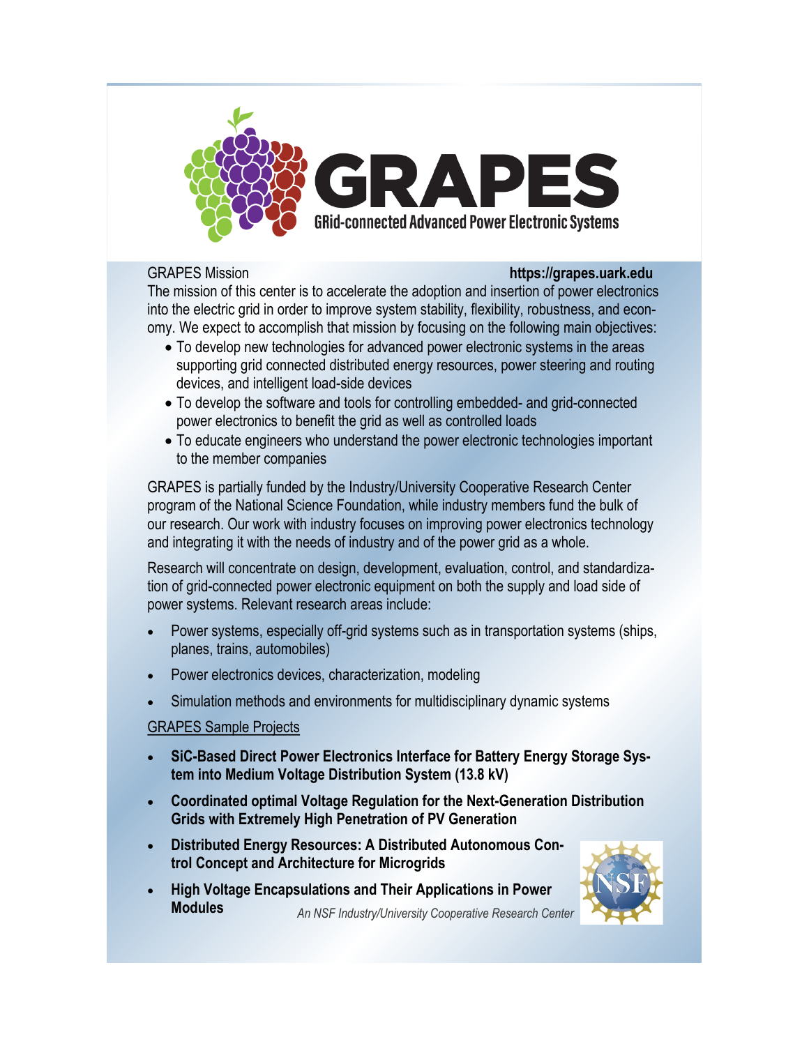# GRAPES

**GRid-connected Advanced Power Electronic Systems**

GRAPES Mission **https://grapes.uark.edu**

The mission of this center is to accelerate the adoption and insertion of power electronics into the electric grid in order to improve system stability, flexibility, robustness, and economy. We expect to accomplish that mission by focusing on the following main objectives:

- To develop new technologies for advanced power electronic systems in the areas supporting grid connected distributed energy resources, power steering and routing devices, and intelligent load-side devices
- To develop the software and tools for controlling embedded- and grid-connected power electronics to benefit the grid as well as controlled loads
- To educate engineers who understand the power electronic technologies important to the member companies

GRAPES is partially funded by the Industry/University Cooperative Research Center program of the National Science Foundation, while industry members fund the bulk of our research. Our work with industry focuses on improving power electronics technology and integrating it with the needs of industry and of the power grid as a whole.

Research will concentrate on design, development, evaluation, control, and standardization of grid-connected power electronic equipment on both the supply and load side of power systems. Relevant research areas include:

- Power systems, especially off-grid systems such as in transportation systems (ships, planes, trains, automobiles)
- Power electronics devices, characterization, modeling
- Simulation methods and environments for multidisciplinary dynamic systems

GRAPES Sample Projects

- **SiC-Based Direct Power Electronics Interface for Battery Energy Storage System into Medium Voltage Distribution System (13.8 kV)**
- **Coordinated optimal Voltage Regulation for the Next-Generation Distribution Grids with Extremely High Penetration of PV Generation**
- **Distributed Energy Resources: A Distributed Autonomous Control Concept and Architecture for Microgrids**
- **High Voltage Encapsulations and Their Applications in Power Modules**

*An NSF Industry/University Cooperative Research Center*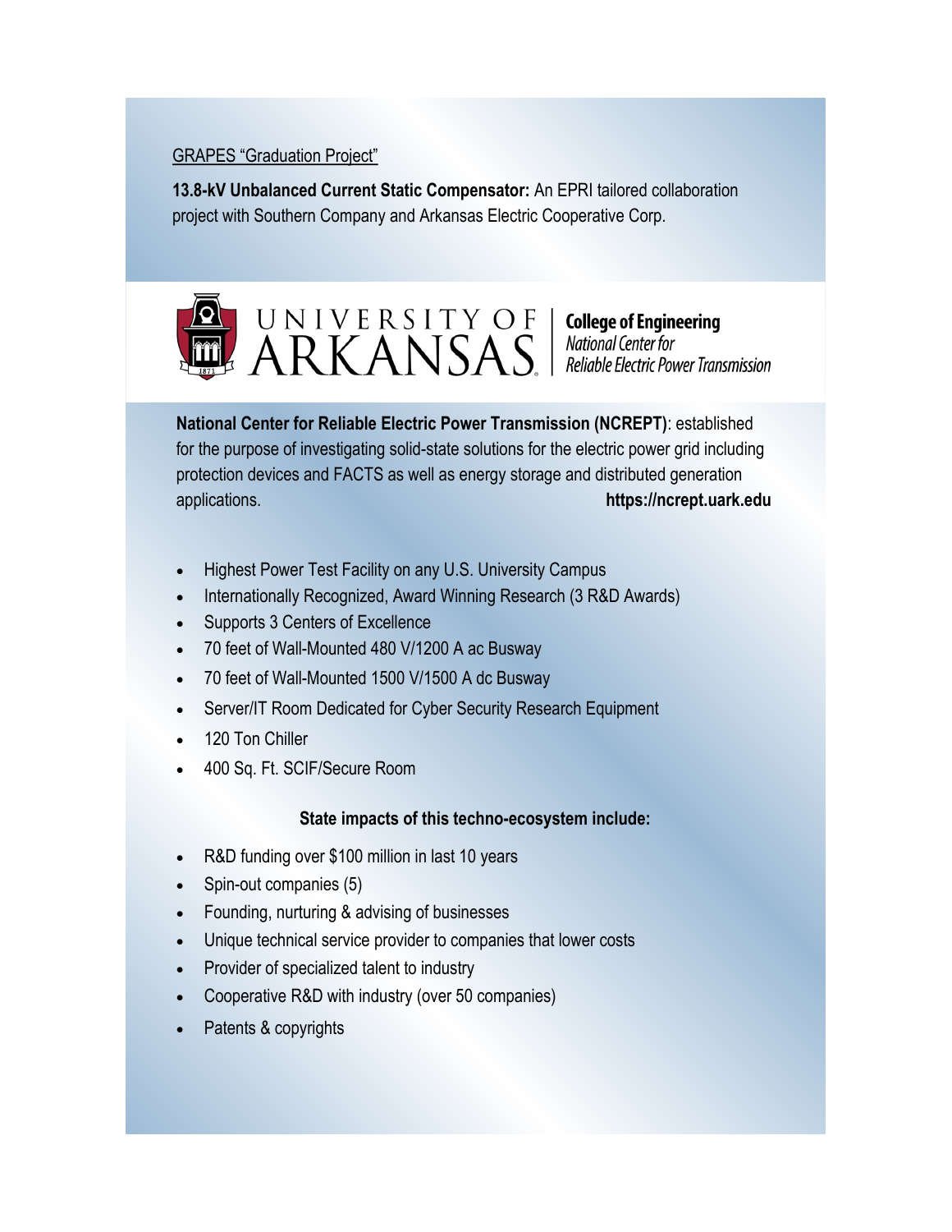GRAPES "Graduation Project"

**13.8-kV Unbalanced Current Static Compensator:** An EPRI tailored collaboration project with Southern Company and Arkansas Electric Cooperative Corp.

UNIVERSITY OF ARKANSAS | **College of Engineering** *National Center for Reliable Electric Power Transmission*

**National Center for Reliable Electric Power Transmission (NCREPT)**: established for the purpose of investigating solid-state solutions for the electric power grid including protection devices and FACTS as well as energy storage and distributed generation applications. **https://ncrept.uark.edu**

- Highest Power Test Facility on any U.S. University Campus
- Internationally Recognized, Award Winning Research (3 R&D Awards)
- Supports 3 Centers of Excellence
- 70 feet of Wall-Mounted 480 V/1200 A ac Busway
- 70 feet of Wall-Mounted 1500 V/1500 A dc Busway
- Server/IT Room Dedicated for Cyber Security Research Equipment
- 120 Ton Chiller
- 400 Sq. Ft. SCIF/Secure Room

**State impacts of this techno-ecosystem include:**

- R&D funding over $100 million in last 10 years
- Spin-out companies (5)
- Founding, nurturing & advising of businesses
- Unique technical service provider to companies that lower costs
- Provider of specialized talent to industry
- Cooperative R&D with industry (over 50 companies)
- Patents & copyrights